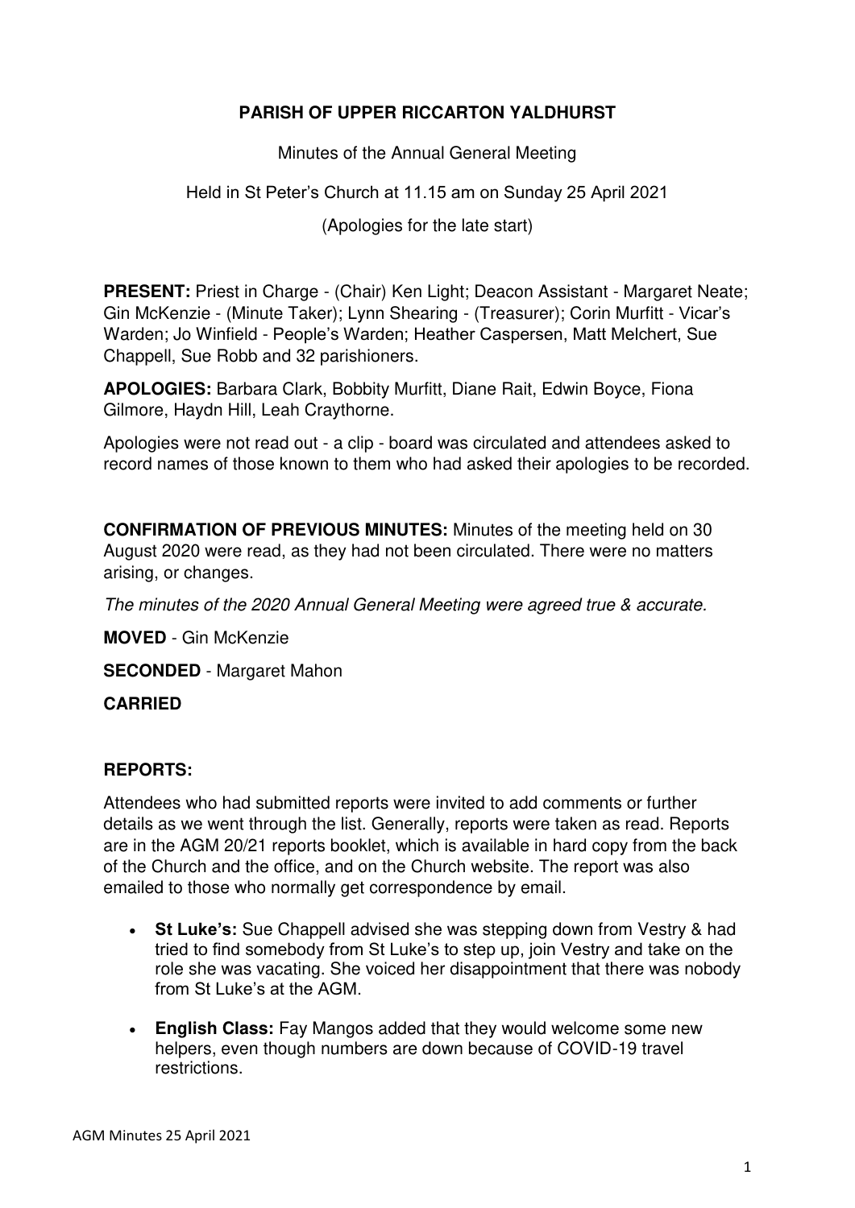**PARISH OF UPPER RICCARTON YALDHURST**

Minutes of the Annual General Meeting

Held in St Peter's Church at 11.15 am on Sunday 25 April 2021

(Apologies for the late start)

**PRESENT:** Priest in Charge - (Chair) Ken Light; Deacon Assistant - Margaret Neate; Gin McKenzie - (Minute Taker); Lynn Shearing - (Treasurer); Corin Murfitt - Vicar's Warden; Jo Winfield - People's Warden; Heather Caspersen, Matt Melchert, Sue Chappell, Sue Robb and 32 parishioners.

**APOLOGIES:** Barbara Clark, Bobbity Murfitt, Diane Rait, Edwin Boyce, Fiona Gilmore, Haydn Hill, Leah Craythorne.

Apologies were not read out - a clip - board was circulated and attendees asked to record names of those known to them who had asked their apologies to be recorded.

**CONFIRMATION OF PREVIOUS MINUTES:** Minutes of the meeting held on 30 August 2020 were read, as they had not been circulated. There were no matters arising, or changes.

*The minutes of the 2020 Annual General Meeting were agreed true & accurate.*

**MOVED** - Gin McKenzie

**SECONDED** - Margaret Mahon

**CARRIED**

**REPORTS:**

Attendees who had submitted reports were invited to add comments or further details as we went through the list. Generally, reports were taken as read. Reports are in the AGM 20/21 reports booklet, which is available in hard copy from the back of the Church and the office, and on the Church website. The report was also emailed to those who normally get correspondence by email.

- **St Luke's:** Sue Chappell advised she was stepping down from Vestry & had tried to find somebody from St Luke's to step up, join Vestry and take on the role she was vacating. She voiced her disappointment that there was nobody from St Luke's at the AGM.
- **English Class:** Fay Mangos added that they would welcome some new helpers, even though numbers are down because of COVID-19 travel restrictions.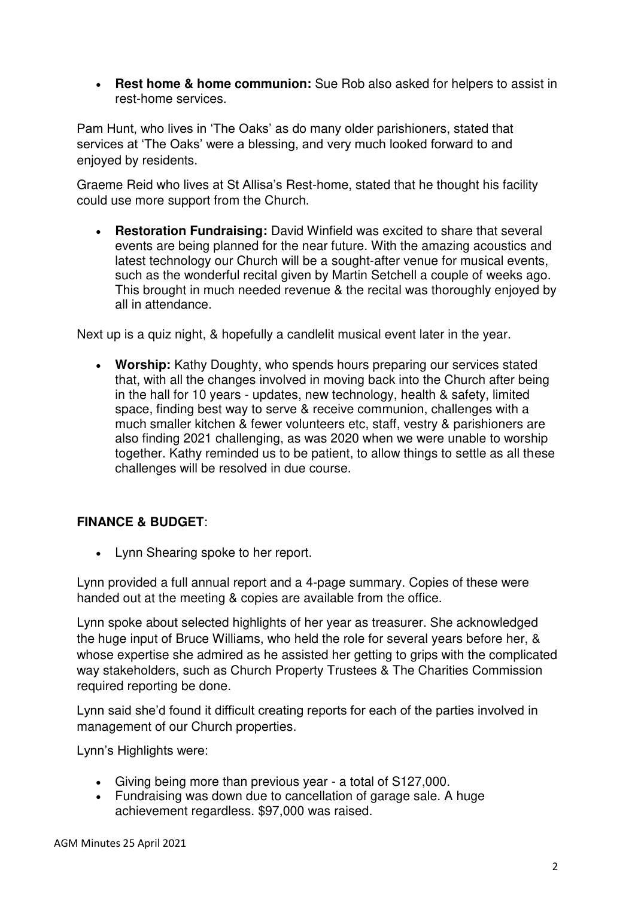- **Rest home & home communion:** Sue Rob also asked for helpers to assist in rest-home services.

Pam Hunt, who lives in 'The Oaks' as do many older parishioners, stated that services at 'The Oaks' were a blessing, and very much looked forward to and enjoyed by residents.

Graeme Reid who lives at St Allisa's Rest-home, stated that he thought his facility could use more support from the Church.

- **Restoration Fundraising:** David Winfield was excited to share that several events are being planned for the near future. With the amazing acoustics and latest technology our Church will be a sought-after venue for musical events, such as the wonderful recital given by Martin Setchell a couple of weeks ago. This brought in much needed revenue & the recital was thoroughly enjoyed by all in attendance.

Next up is a quiz night, & hopefully a candlelit musical event later in the year.

- **Worship:** Kathy Doughty, who spends hours preparing our services stated that, with all the changes involved in moving back into the Church after being in the hall for 10 years - updates, new technology, health & safety, limited space, finding best way to serve & receive communion, challenges with a much smaller kitchen & fewer volunteers etc, staff, vestry & parishioners are also finding 2021 challenging, as was 2020 when we were unable to worship together. Kathy reminded us to be patient, to allow things to settle as all these challenges will be resolved in due course.

**FINANCE & BUDGET**:

- Lynn Shearing spoke to her report.

Lynn provided a full annual report and a 4-page summary. Copies of these were handed out at the meeting & copies are available from the office.

Lynn spoke about selected highlights of her year as treasurer. She acknowledged the huge input of Bruce Williams, who held the role for several years before her, & whose expertise she admired as he assisted her getting to grips with the complicated way stakeholders, such as Church Property Trustees & The Charities Commission required reporting be done.

Lynn said she'd found it difficult creating reports for each of the parties involved in management of our Church properties.

Lynn's Highlights were:

- Giving being more than previous year - a total of S127,000.
- Fundraising was down due to cancellation of garage sale. A huge achievement regardless. $97,000 was raised.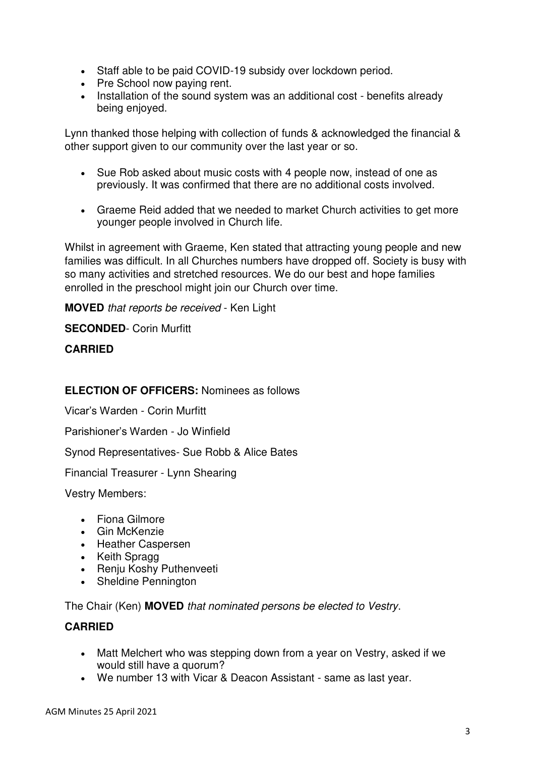- Staff able to be paid COVID-19 subsidy over lockdown period.
- Pre School now paying rent.
- Installation of the sound system was an additional cost - benefits already being enjoyed.

Lynn thanked those helping with collection of funds & acknowledged the financial & other support given to our community over the last year or so.

- Sue Rob asked about music costs with 4 people now, instead of one as previously. It was confirmed that there are no additional costs involved.

- Graeme Reid added that we needed to market Church activities to get more younger people involved in Church life.

Whilst in agreement with Graeme, Ken stated that attracting young people and new families was difficult. In all Churches numbers have dropped off. Society is busy with so many activities and stretched resources. We do our best and hope families enrolled in the preschool might join our Church over time.

**MOVED** *that reports be received* - Ken Light

**SECONDED**- Corin Murfitt

**CARRIED**

**ELECTION OF OFFICERS:** Nominees as follows

Vicar's Warden - Corin Murfitt

Parishioner's Warden - Jo Winfield

Synod Representatives- Sue Robb & Alice Bates

Financial Treasurer - Lynn Shearing

Vestry Members:

- Fiona Gilmore
- Gin McKenzie
- Heather Caspersen
- Keith Spragg
- Renju Koshy Puthenveeti
- Sheldine Pennington

The Chair (Ken) **MOVED** *that nominated persons be elected to Vestry*.

**CARRIED**

- Matt Melchert who was stepping down from a year on Vestry, asked if we would still have a quorum?
- We number 13 with Vicar & Deacon Assistant - same as last year.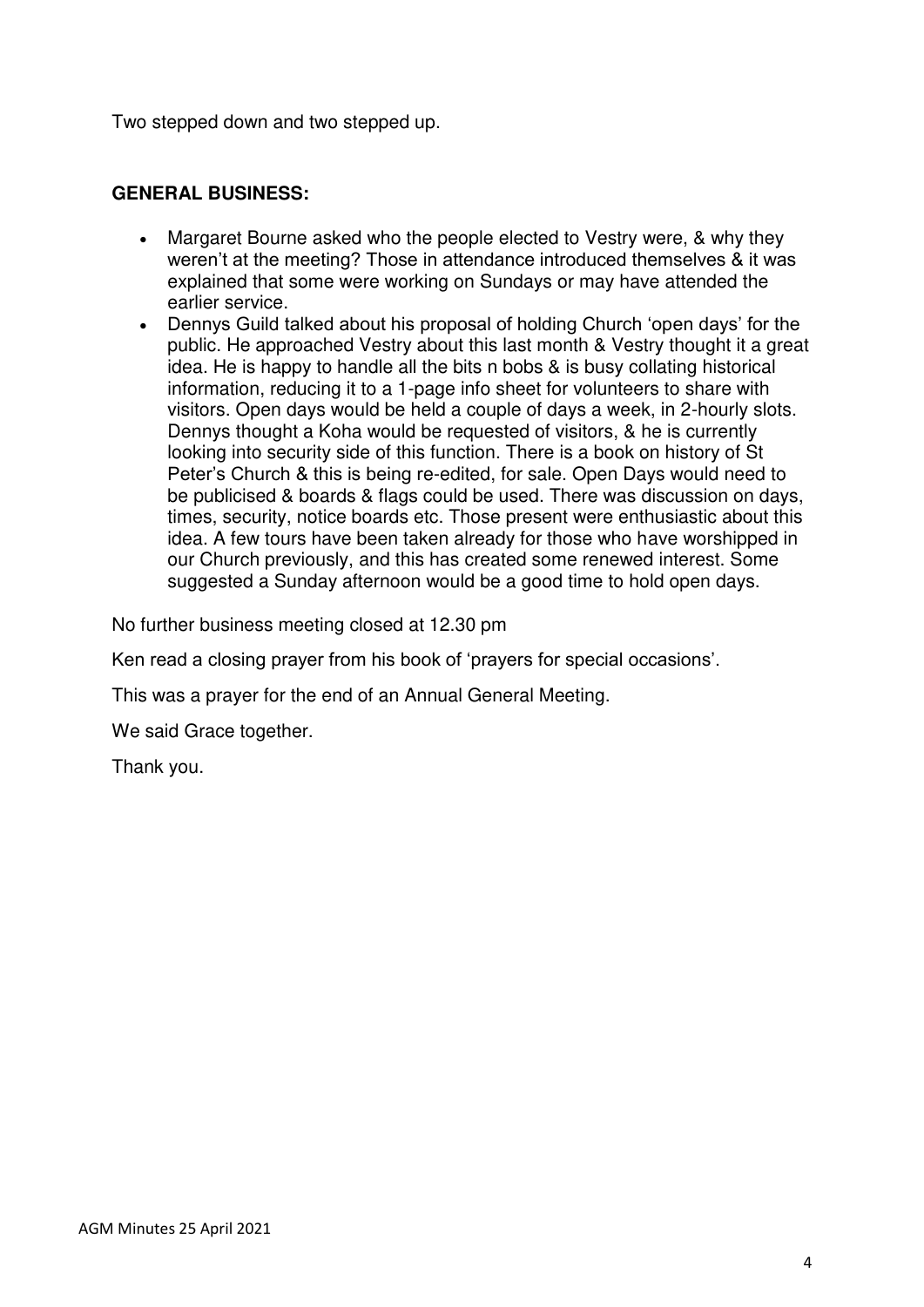Two stepped down and two stepped up.

**GENERAL BUSINESS:**

- Margaret Bourne asked who the people elected to Vestry were, & why they weren't at the meeting? Those in attendance introduced themselves & it was explained that some were working on Sundays or may have attended the earlier service.
- Dennys Guild talked about his proposal of holding Church 'open days' for the public. He approached Vestry about this last month & Vestry thought it a great idea. He is happy to handle all the bits n bobs & is busy collating historical information, reducing it to a 1-page info sheet for volunteers to share with visitors. Open days would be held a couple of days a week, in 2-hourly slots. Dennys thought a Koha would be requested of visitors, & he is currently looking into security side of this function. There is a book on history of St Peter's Church & this is being re-edited, for sale. Open Days would need to be publicised & boards & flags could be used. There was discussion on days, times, security, notice boards etc. Those present were enthusiastic about this idea. A few tours have been taken already for those who have worshipped in our Church previously, and this has created some renewed interest. Some suggested a Sunday afternoon would be a good time to hold open days.

No further business meeting closed at 12.30 pm

Ken read a closing prayer from his book of 'prayers for special occasions'.

This was a prayer for the end of an Annual General Meeting.

We said Grace together.

Thank you.